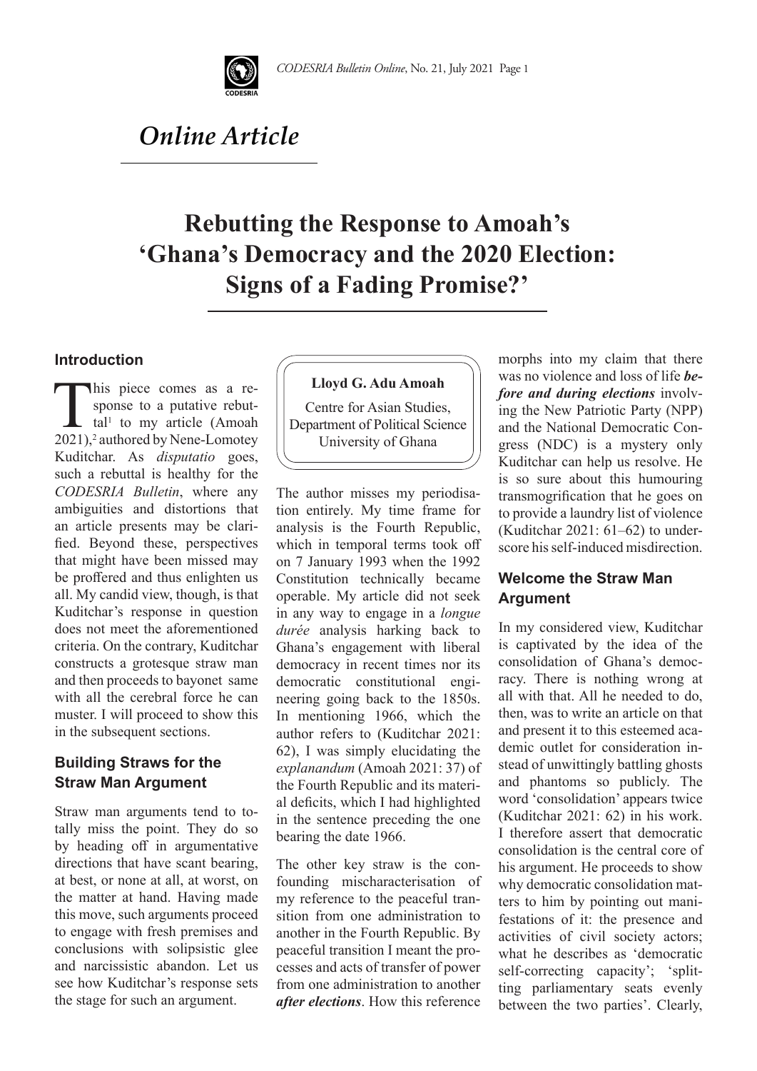# Online Article

# Rebutting the Response to Amoah's 'Ghana's Democracy and the 2020 Election: Signs of a Fading Promise?'

**Lloyd G. Adu Amoah**

Centre for Asian Studies, Department of Political Science, University of Ghana

## Introduction

This piece comes as a response to a putative rebuttal[1] to my article (Amoah 2021),[2] authored by Nene-Lomotey Kuditchar. As *disputatio* goes, such a rebuttal is healthy for the *CODESRIA Bulletin*, where any ambiguities and distortions that an article presents may be clarified. Beyond these, perspectives that might have been missed may be proffered and thus enlighten us all. My candid view, though, is that Kuditchar's response in question does not meet the aforementioned criteria. On the contrary, Kuditchar constructs a grotesque straw man and then proceeds to bayonet same with all the cerebral force he can muster. I will proceed to show this in the subsequent sections.

## Building Straws for the Straw Man Argument

Straw man arguments tend to totally miss the point. They do so by heading off in argumentative directions that have scant bearing, at best, or none at all, at worst, on the matter at hand. Having made this move, such arguments proceed to engage with fresh premises and conclusions with solipsistic glee and narcissistic abandon. Let us see how Kuditchar's response sets the stage for such an argument.

The author misses my periodisation entirely. My time frame for analysis is the Fourth Republic, which in temporal terms took off on 7 January 1993 when the 1992 Constitution technically became operable. My article did not seek in any way to engage in a *longue durée* analysis harking back to Ghana's engagement with liberal democracy in recent times nor its democratic constitutional engineering going back to the 1850s. In mentioning 1966, which the author refers to (Kuditchar 2021: 62), I was simply elucidating the *explanandum* (Amoah 2021: 37) of the Fourth Republic and its material deficits, which I had highlighted in the sentence preceding the one bearing the date 1966.

The other key straw is the confounding mischaracterisation of my reference to the peaceful transition from one administration to another in the Fourth Republic. By peaceful transition I meant the processes and acts of transfer of power from one administration to another ***after elections***. How this reference morphs into my claim that there was no violence and loss of life ***before and during elections*** involving the New Patriotic Party (NPP) and the National Democratic Congress (NDC) is a mystery only Kuditchar can help us resolve. He is so sure about this humouring transmogrification that he goes on to provide a laundry list of violence (Kuditchar 2021: 61–62) to underscore his self-induced misdirection.

## Welcome the Straw Man Argument

In my considered view, Kuditchar is captivated by the idea of the consolidation of Ghana's democracy. There is nothing wrong at all with that. All he needed to do, then, was to write an article on that and present it to this esteemed academic outlet for consideration instead of unwittingly building ghosts and phantoms so publicly. The word 'consolidation' appears twice (Kuditchar 2021: 62) in his work. I therefore assert that democratic consolidation is the central core of his argument. He proceeds to show why democratic consolidation matters to him by pointing out manifestations of it: the presence and activities of civil society actors; what he describes as 'democratic self-correcting capacity'; 'splitting parliamentary seats evenly between the two parties'. Clearly,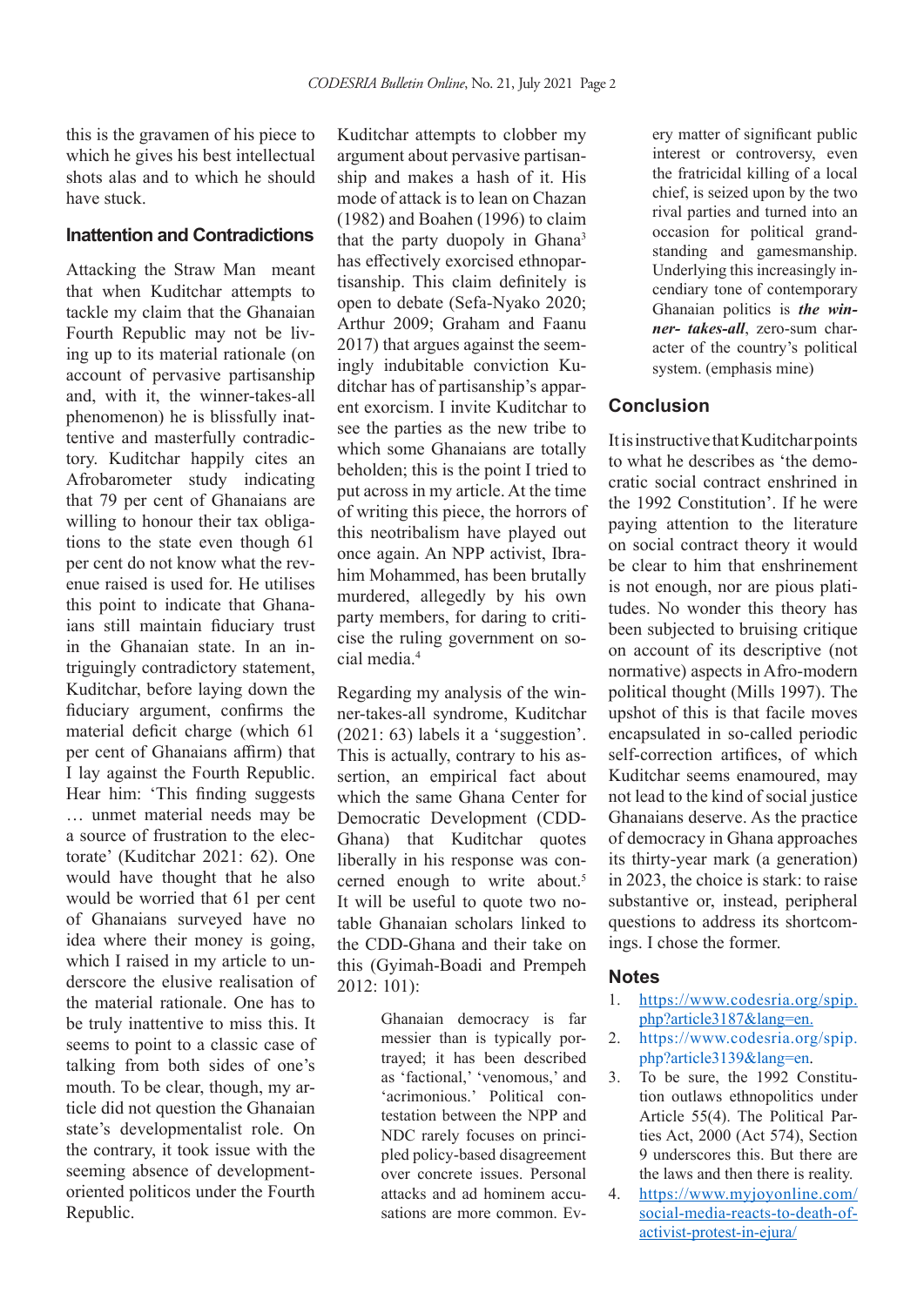this is the gravamen of his piece to which he gives his best intellectual shots alas and to which he should have stuck.

## Inattention and Contradictions

Attacking the Straw Man meant that when Kuditchar attempts to tackle my claim that the Ghanaian Fourth Republic may not be living up to its material rationale (on account of pervasive partisanship and, with it, the winner-takes-all phenomenon) he is blissfully inattentive and masterfully contradictory. Kuditchar happily cites an Afrobarometer study indicating that 79 per cent of Ghanaians are willing to honour their tax obligations to the state even though 61 per cent do not know what the revenue raised is used for. He utilises this point to indicate that Ghanaians still maintain fiduciary trust in the Ghanaian state. In an intriguingly contradictory statement, Kuditchar, before laying down the fiduciary argument, confirms the material deficit charge (which 61 per cent of Ghanaians affirm) that I lay against the Fourth Republic. Hear him: 'This finding suggests … unmet material needs may be a source of frustration to the electorate' (Kuditchar 2021: 62). One would have thought that he also would be worried that 61 per cent of Ghanaians surveyed have no idea where their money is going, which I raised in my article to underscore the elusive realisation of the material rationale. One has to be truly inattentive to miss this. It seems to point to a classic case of talking from both sides of one's mouth. To be clear, though, my article did not question the Ghanaian state's developmentalist role. On the contrary, it took issue with the seeming absence of development-oriented politicos under the Fourth Republic.

Kuditchar attempts to clobber my argument about pervasive partisanship and makes a hash of it. His mode of attack is to lean on Chazan (1982) and Boahen (1996) to claim that the party duopoly in Ghana[3] has effectively exorcised ethnopartisanship. This claim definitely is open to debate (Sefa-Nyako 2020; Arthur 2009; Graham and Faanu 2017) that argues against the seemingly indubitable conviction Kuditchar has of partisanship's apparent exorcism. I invite Kuditchar to see the parties as the new tribe to which some Ghanaians are totally beholden; this is the point I tried to put across in my article. At the time of writing this piece, the horrors of this neotribalism have played out once again. An NPP activist, Ibrahim Mohammed, has been brutally murdered, allegedly by his own party members, for daring to criticise the ruling government on social media.[4]

Regarding my analysis of the winner-takes-all syndrome, Kuditchar (2021: 63) labels it a 'suggestion'. This is actually, contrary to his assertion, an empirical fact about which the same Ghana Center for Democratic Development (CDD-Ghana) that Kuditchar quotes liberally in his response was concerned enough to write about.[5] It will be useful to quote two notable Ghanaian scholars linked to the CDD-Ghana and their take on this (Gyimah-Boadi and Prempeh 2012: 101):

> Ghanaian democracy is far messier than is typically portrayed; it has been described as 'factional,' 'venomous,' and 'acrimonious.' Political contestation between the NPP and NDC rarely focuses on principled policy-based disagreement over concrete issues. Personal attacks and ad hominem accusations are more common. Every matter of significant public interest or controversy, even the fratricidal killing of a local chief, is seized upon by the two rival parties and turned into an occasion for political grandstanding and gamesmanship. Underlying this increasingly incendiary tone of contemporary Ghanaian politics is ***the winner- takes-all***, zero-sum character of the country's political system. (emphasis mine)

## Conclusion

It is instructive that Kuditchar points to what he describes as 'the democratic social contract enshrined in the 1992 Constitution'. If he were paying attention to the literature on social contract theory it would be clear to him that enshrinement is not enough, nor are pious platitudes. No wonder this theory has been subjected to bruising critique on account of its descriptive (not normative) aspects in Afro-modern political thought (Mills 1997). The upshot of this is that facile moves encapsulated in so-called periodic self-correction artifices, of which Kuditchar seems enamoured, may not lead to the kind of social justice Ghanaians deserve. As the practice of democracy in Ghana approaches its thirty-year mark (a generation) in 2023, the choice is stark: to raise substantive or, instead, peripheral questions to address its shortcomings. I chose the former.

## Notes

1. https://www.codesria.org/spip.php?article3187&lang=en.
2. https://www.codesria.org/spip.php?article3139&lang=en.
3. To be sure, the 1992 Constitution outlaws ethnopolitics under Article 55(4). The Political Parties Act, 2000 (Act 574), Section 9 underscores this. But there are the laws and then there is reality.
4. https://www.myjoyonline.com/social-media-reacts-to-death-of-activist-protest-in-ejura/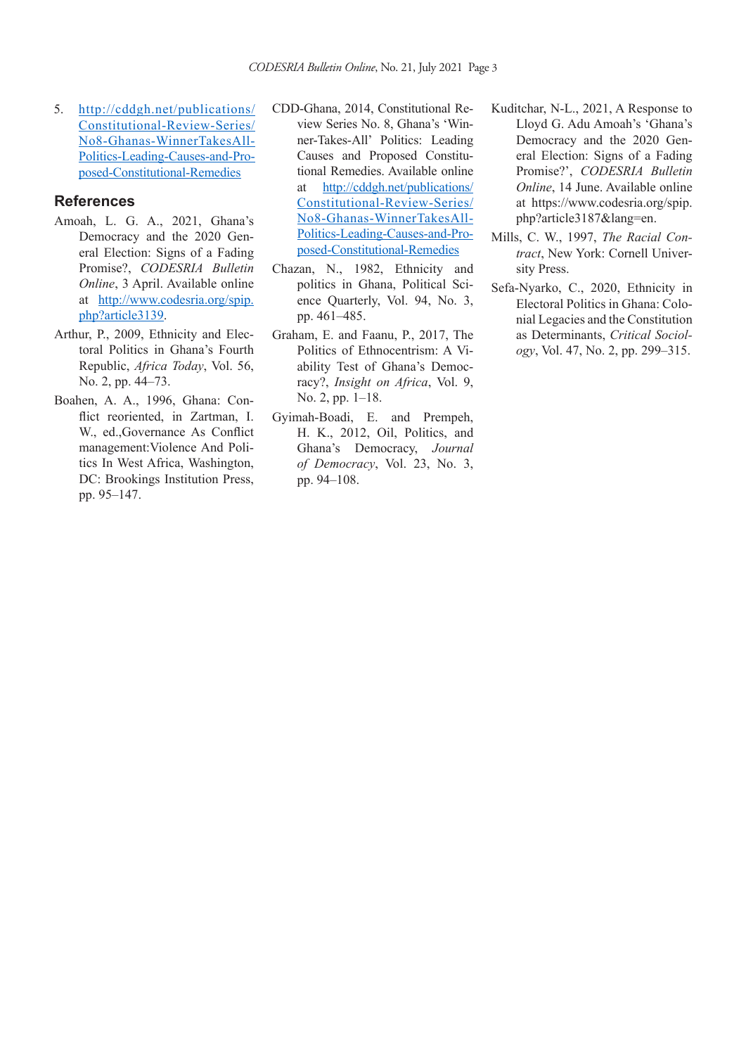5. http://cddgh.net/publications/Constitutional-Review-Series/No8-Ghanas-WinnerTakesAll-Politics-Leading-Causes-and-Proposed-Constitutional-Remedies

## References

Amoah, L. G. A., 2021, Ghana's Democracy and the 2020 General Election: Signs of a Fading Promise?, *CODESRIA Bulletin Online*, 3 April. Available online at http://www.codesria.org/spip.php?article3139.

Arthur, P., 2009, Ethnicity and Electoral Politics in Ghana's Fourth Republic, *Africa Today*, Vol. 56, No. 2, pp. 44–73.

Boahen, A. A., 1996, Ghana: Conflict reoriented, in Zartman, I. W., ed.,Governance As Conflict management:Violence And Politics In West Africa, Washington, DC: Brookings Institution Press, pp. 95–147.

CDD-Ghana, 2014, Constitutional Review Series No. 8, Ghana's 'Winner-Takes-All' Politics: Leading Causes and Proposed Constitutional Remedies. Available online at http://cddgh.net/publications/Constitutional-Review-Series/No8-Ghanas-WinnerTakesAll-Politics-Leading-Causes-and-Proposed-Constitutional-Remedies

Chazan, N., 1982, Ethnicity and politics in Ghana, Political Science Quarterly, Vol. 94, No. 3, pp. 461–485.

Graham, E. and Faanu, P., 2017, The Politics of Ethnocentrism: A Viability Test of Ghana's Democracy?, *Insight on Africa*, Vol. 9, No. 2, pp. 1–18.

Gyimah-Boadi, E. and Prempeh, H. K., 2012, Oil, Politics, and Ghana's Democracy, *Journal of Democracy*, Vol. 23, No. 3, pp. 94–108.

Kuditchar, N-L., 2021, A Response to Lloyd G. Adu Amoah's 'Ghana's Democracy and the 2020 General Election: Signs of a Fading Promise?', *CODESRIA Bulletin Online*, 14 June. Available online at https://www.codesria.org/spip.php?article3187&lang=en.

Mills, C. W., 1997, *The Racial Contract*, New York: Cornell University Press.

Sefa-Nyarko, C., 2020, Ethnicity in Electoral Politics in Ghana: Colonial Legacies and the Constitution as Determinants, *Critical Sociology*, Vol. 47, No. 2, pp. 299–315.